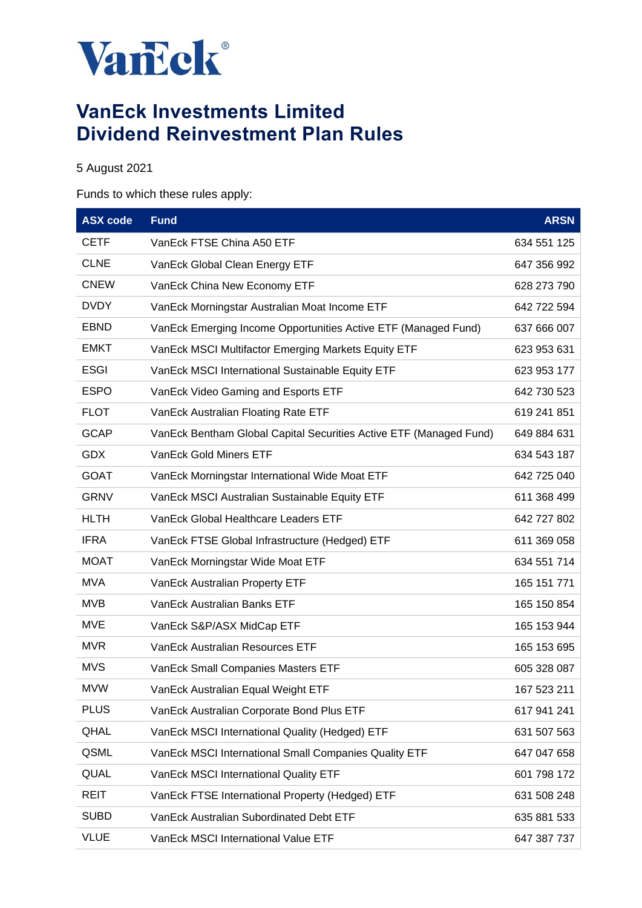VanEck®

# VanEck Investments Limited
# Dividend Reinvestment Plan Rules

5 August 2021

Funds to which these rules apply:

| ASX code | Fund | ARSN |
|---|---|---|
| CETF | VanEck FTSE China A50 ETF | 634 551 125 |
| CLNE | VanEck Global Clean Energy ETF | 647 356 992 |
| CNEW | VanEck China New Economy ETF | 628 273 790 |
| DVDY | VanEck Morningstar Australian Moat Income ETF | 642 722 594 |
| EBND | VanEck Emerging Income Opportunities Active ETF (Managed Fund) | 637 666 007 |
| EMKT | VanEck MSCI Multifactor Emerging Markets Equity ETF | 623 953 631 |
| ESGI | VanEck MSCI International Sustainable Equity ETF | 623 953 177 |
| ESPO | VanEck Video Gaming and Esports ETF | 642 730 523 |
| FLOT | VanEck Australian Floating Rate ETF | 619 241 851 |
| GCAP | VanEck Bentham Global Capital Securities Active ETF (Managed Fund) | 649 884 631 |
| GDX | VanEck Gold Miners ETF | 634 543 187 |
| GOAT | VanEck Morningstar International Wide Moat ETF | 642 725 040 |
| GRNV | VanEck MSCI Australian Sustainable Equity ETF | 611 368 499 |
| HLTH | VanEck Global Healthcare Leaders ETF | 642 727 802 |
| IFRA | VanEck FTSE Global Infrastructure (Hedged) ETF | 611 369 058 |
| MOAT | VanEck Morningstar Wide Moat ETF | 634 551 714 |
| MVA | VanEck Australian Property ETF | 165 151 771 |
| MVB | VanEck Australian Banks ETF | 165 150 854 |
| MVE | VanEck S&P/ASX MidCap ETF | 165 153 944 |
| MVR | VanEck Australian Resources ETF | 165 153 695 |
| MVS | VanEck Small Companies Masters ETF | 605 328 087 |
| MVW | VanEck Australian Equal Weight ETF | 167 523 211 |
| PLUS | VanEck Australian Corporate Bond Plus ETF | 617 941 241 |
| QHAL | VanEck MSCI International Quality (Hedged) ETF | 631 507 563 |
| QSML | VanEck MSCI International Small Companies Quality ETF | 647 047 658 |
| QUAL | VanEck MSCI International Quality ETF | 601 798 172 |
| REIT | VanEck FTSE International Property (Hedged) ETF | 631 508 248 |
| SUBD | VanEck Australian Subordinated Debt ETF | 635 881 533 |
| VLUE | VanEck MSCI International Value ETF | 647 387 737 |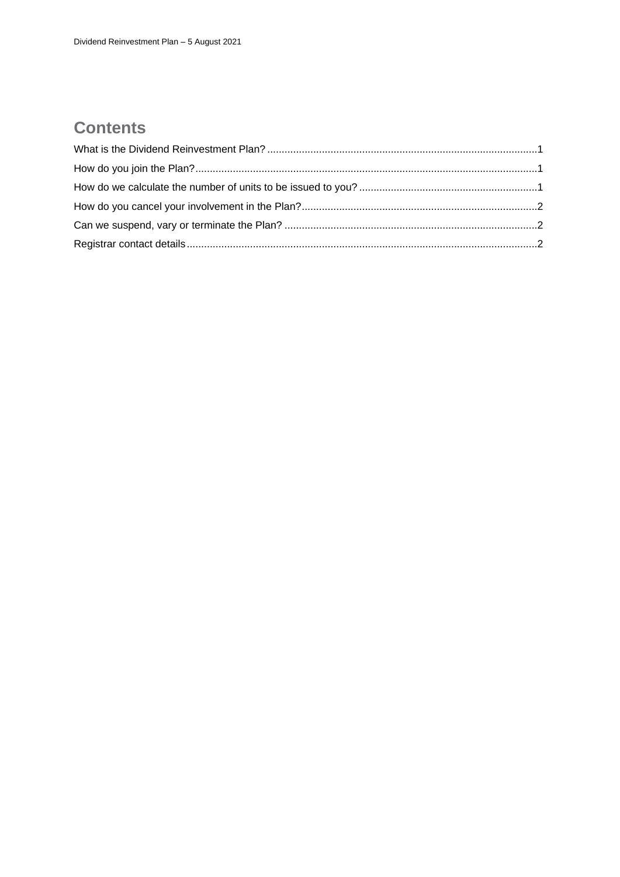# Contents

What is the Dividend Reinvestment Plan? .....1

How do you join the Plan? .....1

How do we calculate the number of units to be issued to you? .....1

How do you cancel your involvement in the Plan? .....2

Can we suspend, vary or terminate the Plan? .....2

Registrar contact details .....2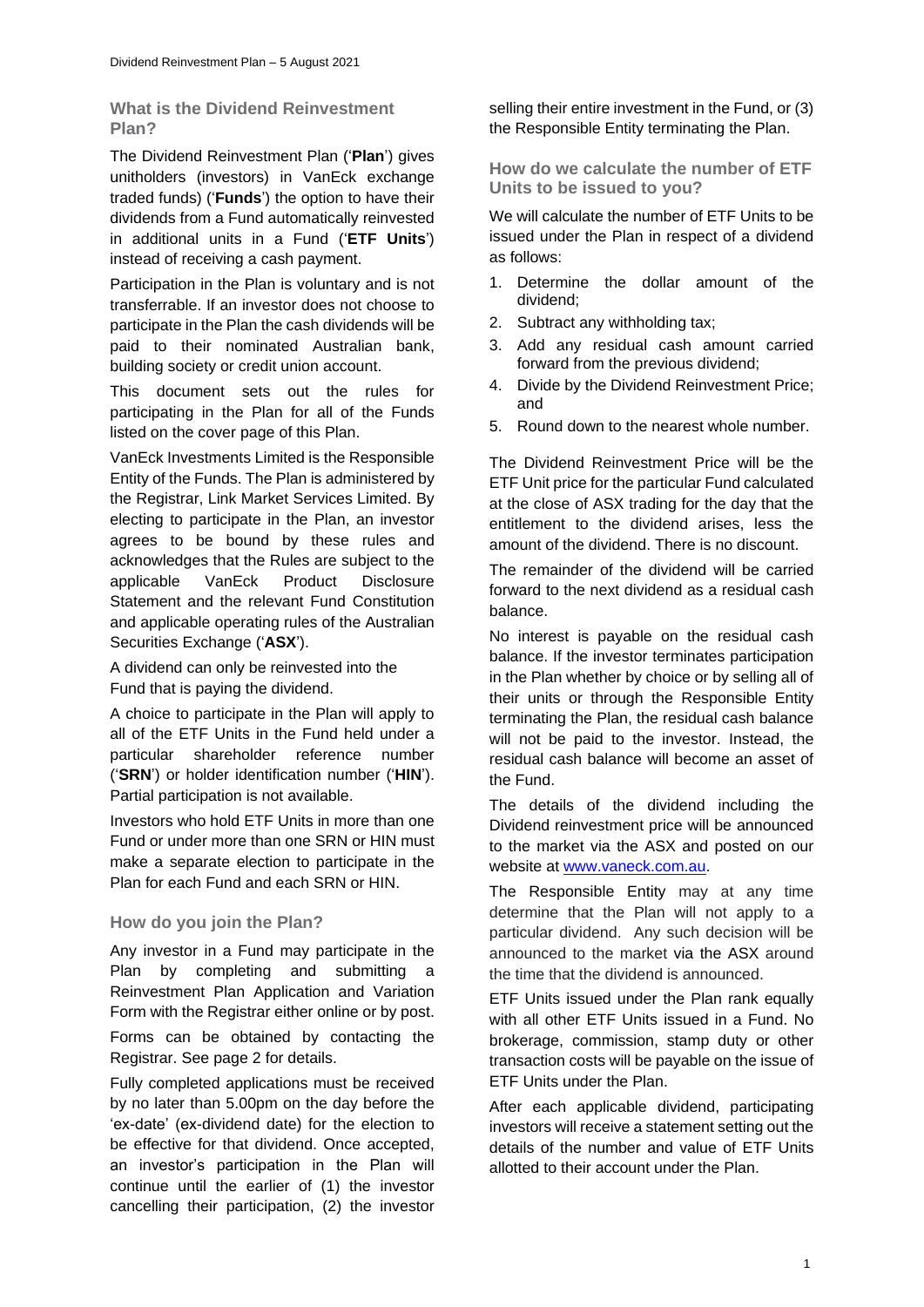## What is the Dividend Reinvestment Plan?

The Dividend Reinvestment Plan ('**Plan**') gives unitholders (investors) in VanEck exchange traded funds) ('**Funds**') the option to have their dividends from a Fund automatically reinvested in additional units in a Fund ('**ETF Units**') instead of receiving a cash payment.

Participation in the Plan is voluntary and is not transferrable. If an investor does not choose to participate in the Plan the cash dividends will be paid to their nominated Australian bank, building society or credit union account.

This document sets out the rules for participating in the Plan for all of the Funds listed on the cover page of this Plan.

VanEck Investments Limited is the Responsible Entity of the Funds. The Plan is administered by the Registrar, Link Market Services Limited. By electing to participate in the Plan, an investor agrees to be bound by these rules and acknowledges that the Rules are subject to the applicable VanEck Product Disclosure Statement and the relevant Fund Constitution and applicable operating rules of the Australian Securities Exchange ('**ASX**').

A dividend can only be reinvested into the Fund that is paying the dividend.

A choice to participate in the Plan will apply to all of the ETF Units in the Fund held under a particular shareholder reference number ('**SRN**') or holder identification number ('**HIN**'). Partial participation is not available.

Investors who hold ETF Units in more than one Fund or under more than one SRN or HIN must make a separate election to participate in the Plan for each Fund and each SRN or HIN.

## How do you join the Plan?

Any investor in a Fund may participate in the Plan by completing and submitting a Reinvestment Plan Application and Variation Form with the Registrar either online or by post.

Forms can be obtained by contacting the Registrar. See page 2 for details.

Fully completed applications must be received by no later than 5.00pm on the day before the 'ex-date' (ex-dividend date) for the election to be effective for that dividend. Once accepted, an investor's participation in the Plan will continue until the earlier of (1) the investor cancelling their participation, (2) the investor selling their entire investment in the Fund, or (3) the Responsible Entity terminating the Plan.

## How do we calculate the number of ETF Units to be issued to you?

We will calculate the number of ETF Units to be issued under the Plan in respect of a dividend as follows:

1. Determine the dollar amount of the dividend;
2. Subtract any withholding tax;
3. Add any residual cash amount carried forward from the previous dividend;
4. Divide by the Dividend Reinvestment Price; and
5. Round down to the nearest whole number.

The Dividend Reinvestment Price will be the ETF Unit price for the particular Fund calculated at the close of ASX trading for the day that the entitlement to the dividend arises, less the amount of the dividend. There is no discount.

The remainder of the dividend will be carried forward to the next dividend as a residual cash balance.

No interest is payable on the residual cash balance. If the investor terminates participation in the Plan whether by choice or by selling all of their units or through the Responsible Entity terminating the Plan, the residual cash balance will not be paid to the investor. Instead, the residual cash balance will become an asset of the Fund.

The details of the dividend including the Dividend reinvestment price will be announced to the market via the ASX and posted on our website at www.vaneck.com.au.

The Responsible Entity may at any time determine that the Plan will not apply to a particular dividend. Any such decision will be announced to the market via the ASX around the time that the dividend is announced.

ETF Units issued under the Plan rank equally with all other ETF Units issued in a Fund. No brokerage, commission, stamp duty or other transaction costs will be payable on the issue of ETF Units under the Plan.

After each applicable dividend, participating investors will receive a statement setting out the details of the number and value of ETF Units allotted to their account under the Plan.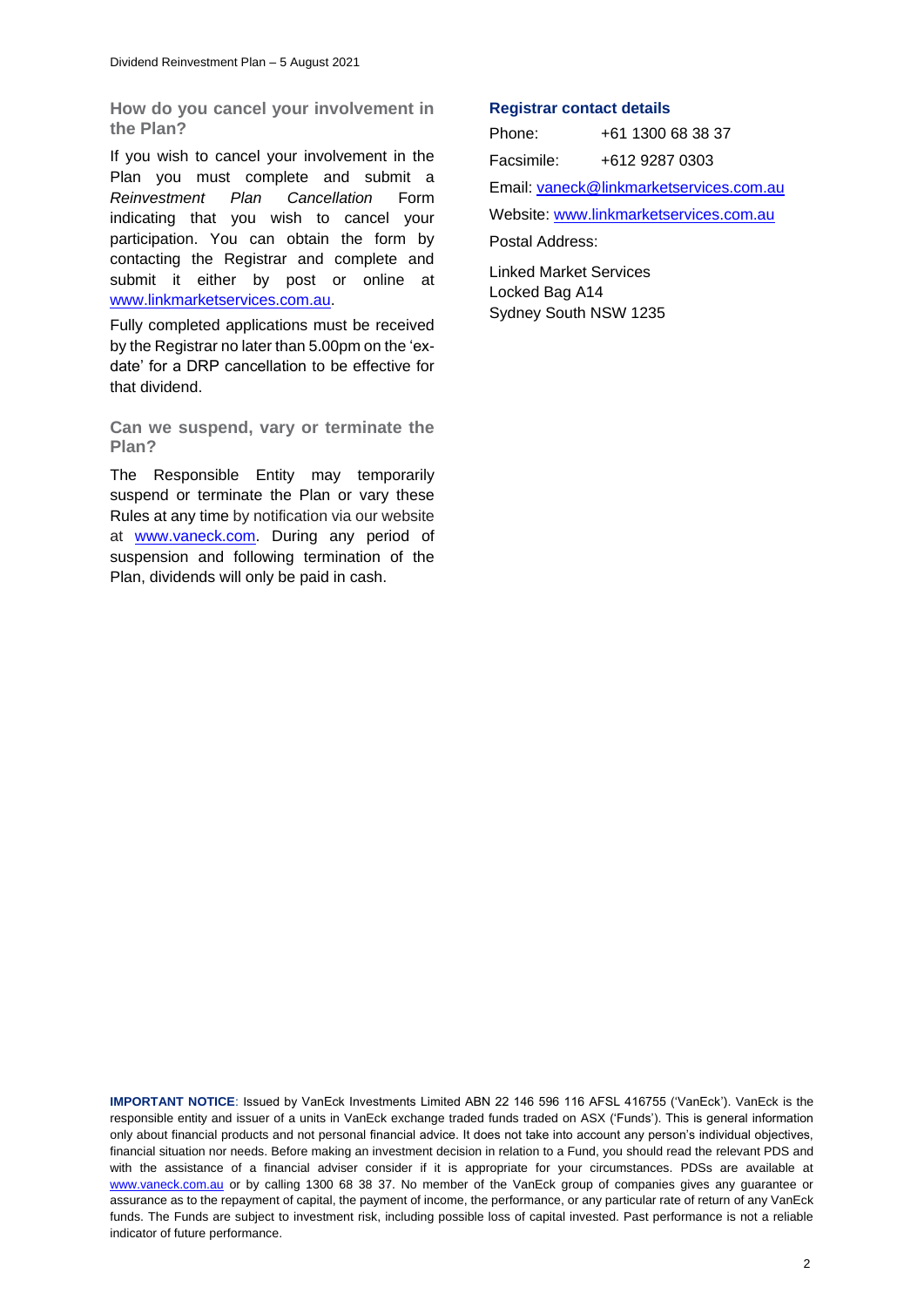## How do you cancel your involvement in the Plan?

If you wish to cancel your involvement in the Plan you must complete and submit a *Reinvestment Plan Cancellation* Form indicating that you wish to cancel your participation. You can obtain the form by contacting the Registrar and complete and submit it either by post or online at www.linkmarketservices.com.au.

Fully completed applications must be received by the Registrar no later than 5.00pm on the 'ex-date' for a DRP cancellation to be effective for that dividend.

## Can we suspend, vary or terminate the Plan?

The Responsible Entity may temporarily suspend or terminate the Plan or vary these Rules at any time by notification via our website at www.vaneck.com. During any period of suspension and following termination of the Plan, dividends will only be paid in cash.

## Registrar contact details

Phone: +61 1300 68 38 37

Facsimile: +612 9287 0303

Email: vaneck@linkmarketservices.com.au

Website: www.linkmarketservices.com.au

Postal Address:

Linked Market Services
Locked Bag A14
Sydney South NSW 1235

**IMPORTANT NOTICE**: Issued by VanEck Investments Limited ABN 22 146 596 116 AFSL 416755 ('VanEck'). VanEck is the responsible entity and issuer of a units in VanEck exchange traded funds traded on ASX ('Funds'). This is general information only about financial products and not personal financial advice. It does not take into account any person's individual objectives, financial situation nor needs. Before making an investment decision in relation to a Fund, you should read the relevant PDS and with the assistance of a financial adviser consider if it is appropriate for your circumstances. PDSs are available at www.vaneck.com.au or by calling 1300 68 38 37. No member of the VanEck group of companies gives any guarantee or assurance as to the repayment of capital, the payment of income, the performance, or any particular rate of return of any VanEck funds. The Funds are subject to investment risk, including possible loss of capital invested. Past performance is not a reliable indicator of future performance.